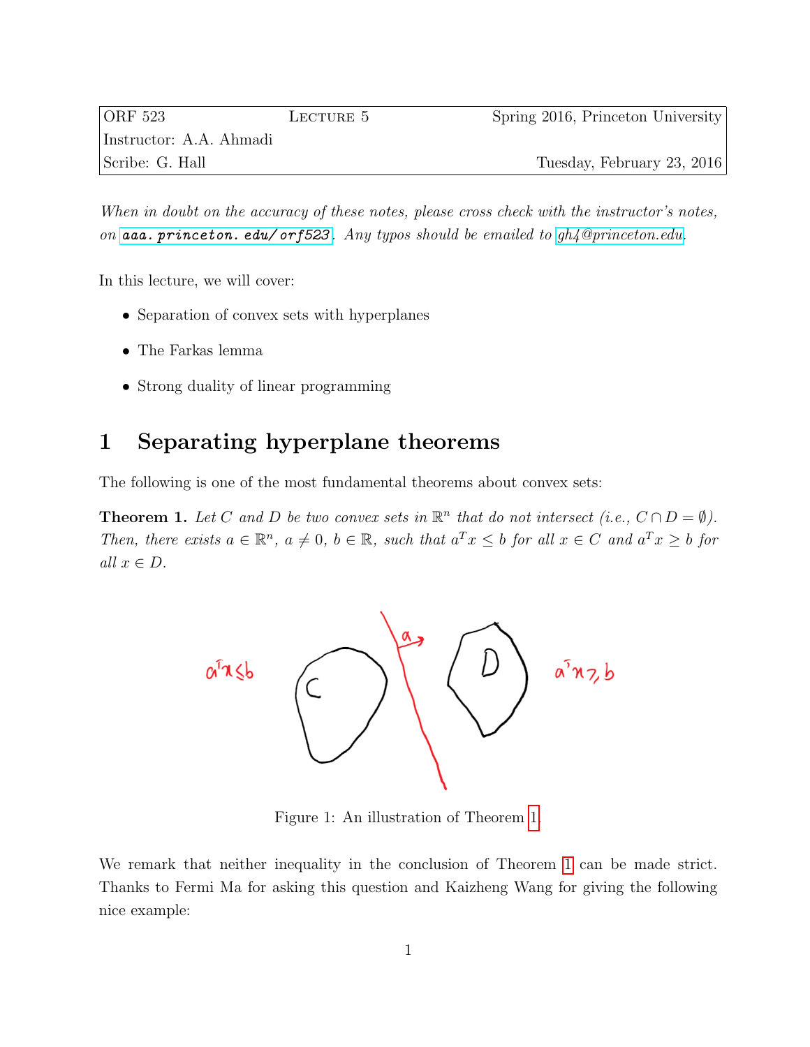| ORF 523 | Lecture 5 | Spring 2016, Princeton University |
| --- | --- | --- |
| Instructor: A.A. Ahmadi | | |
| Scribe: G. Hall | | Tuesday, February 23, 2016 |

*When in doubt on the accuracy of these notes, please cross check with the instructor's notes, on* `aaa.princeton.edu/orf523`. *Any typos should be emailed to* gh4@princeton.edu.

In this lecture, we will cover:

- Separation of convex sets with hyperplanes
- The Farkas lemma
- Strong duality of linear programming

# 1 Separating hyperplane theorems

The following is one of the most fundamental theorems about convex sets:

**Theorem 1.** *Let $C$ and $D$ be two convex sets in $\mathbb{R}^n$ that do not intersect (i.e., $C \cap D = \emptyset$). Then, there exists $a \in \mathbb{R}^n$, $a \neq 0$, $b \in \mathbb{R}$, such that $a^T x \leq b$ for all $x \in C$ and $a^T x \geq b$ for all $x \in D$.*

Figure 1: An illustration of Theorem 1.

We remark that neither inequality in the conclusion of Theorem 1 can be made strict. Thanks to Fermi Ma for asking this question and Kaizheng Wang for giving the following nice example: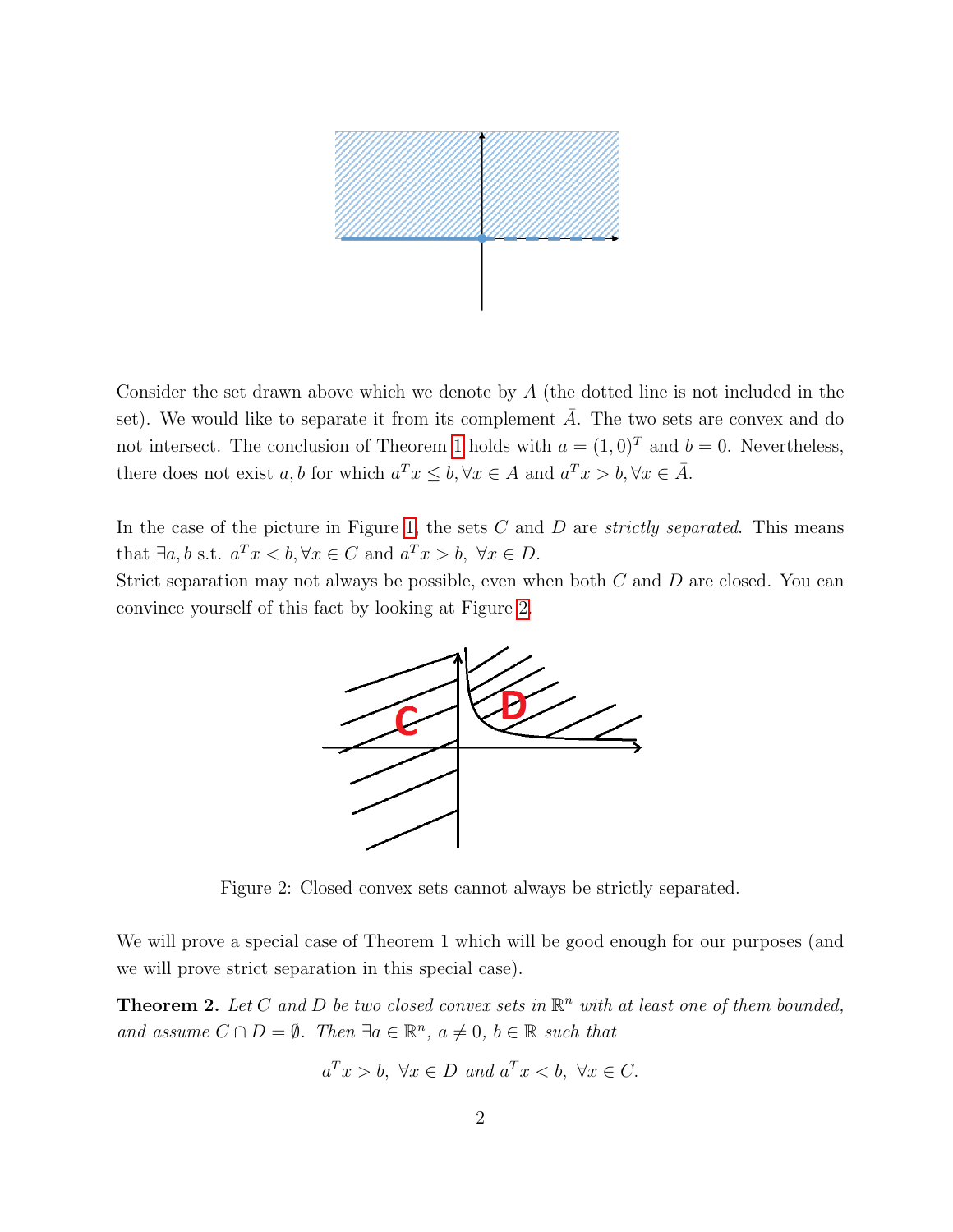Consider the set drawn above which we denote by $A$ (the dotted line is not included in the set). We would like to separate it from its complement $\bar{A}$. The two sets are convex and do not intersect. The conclusion of Theorem 1 holds with $a = (1, 0)^T$ and $b = 0$. Nevertheless, there does not exist $a, b$ for which $a^T x \leq b, \forall x \in A$ and $a^T x > b, \forall x \in \bar{A}$.

In the case of the picture in Figure 1, the sets $C$ and $D$ are *strictly separated*. This means that $\exists a, b$ s.t. $a^T x < b, \forall x \in C$ and $a^T x > b,\ \forall x \in D$.

Strict separation may not always be possible, even when both $C$ and $D$ are closed. You can convince yourself of this fact by looking at Figure 2.

Figure 2: Closed convex sets cannot always be strictly separated.

We will prove a special case of Theorem 1 which will be good enough for our purposes (and we will prove strict separation in this special case).

**Theorem 2.** *Let $C$ and $D$ be two closed convex sets in $\mathbb{R}^n$ with at least one of them bounded, and assume $C \cap D = \emptyset$. Then $\exists a \in \mathbb{R}^n$, $a \neq 0$, $b \in \mathbb{R}$ such that*

$$a^T x > b,\ \forall x \in D \text{ and } a^T x < b,\ \forall x \in C.$$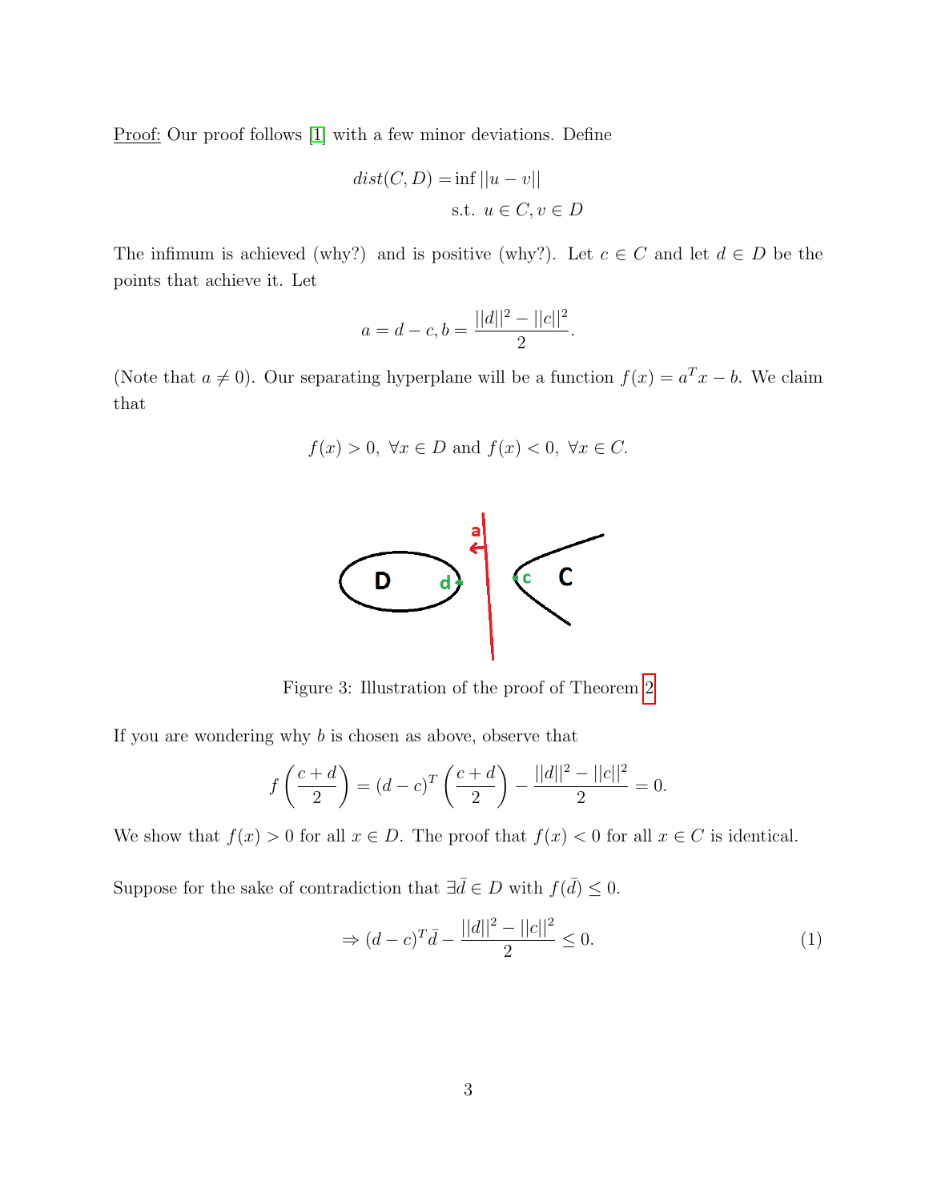Proof: Our proof follows [1] with a few minor deviations. Define

$$dist(C, D) = \inf ||u - v|| \quad \text{s.t. } u \in C, v \in D$$

The infimum is achieved (why?) and is positive (why?). Let $c \in C$ and let $d \in D$ be the points that achieve it. Let

$$a = d - c, b = \frac{||d||^2 - ||c||^2}{2}.$$

(Note that $a \neq 0$). Our separating hyperplane will be a function $f(x) = a^T x - b$. We claim that

$$f(x) > 0, \ \forall x \in D \text{ and } f(x) < 0, \ \forall x \in C.$$

Figure 3: Illustration of the proof of Theorem 2

If you are wondering why $b$ is chosen as above, observe that

$$f\left(\frac{c+d}{2}\right) = (d-c)^T \left(\frac{c+d}{2}\right) - \frac{||d||^2 - ||c||^2}{2} = 0.$$

We show that $f(x) > 0$ for all $x \in D$. The proof that $f(x) < 0$ for all $x \in C$ is identical.

Suppose for the sake of contradiction that $\exists \bar{d} \in D$ with $f(\bar{d}) \leq 0$.

$$\Rightarrow (d-c)^T \bar{d} - \frac{||d||^2 - ||c||^2}{2} \leq 0. \tag{1}$$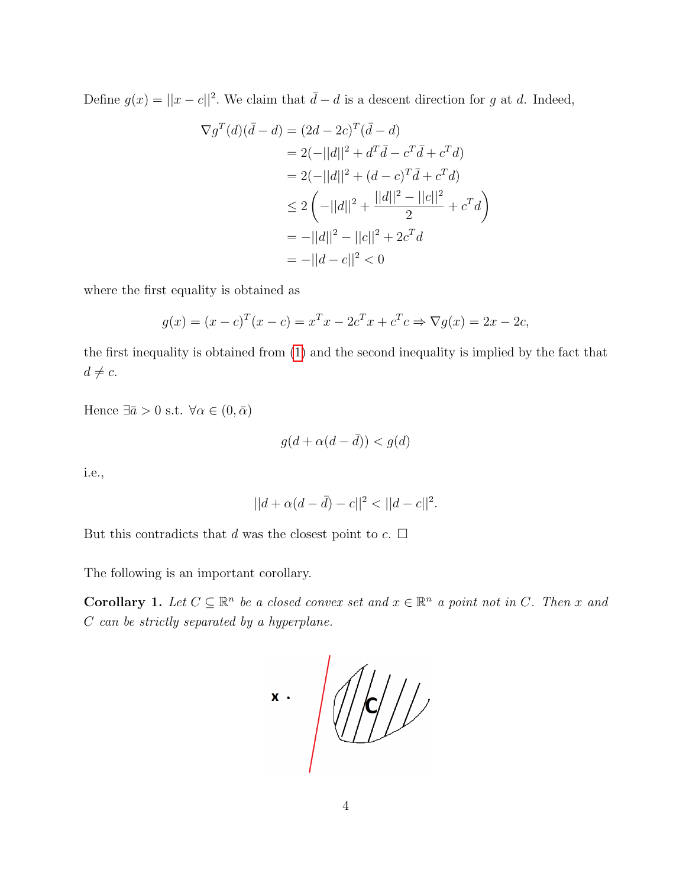Define $g(x) = ||x - c||^2$. We claim that $\bar{d} - d$ is a descent direction for $g$ at $d$. Indeed,

$$
\begin{aligned}
\nabla g^T(d)(\bar{d} - d) &= (2d - 2c)^T(\bar{d} - d) \\
&= 2(-||d||^2 + d^T\bar{d} - c^T\bar{d} + c^T d) \\
&= 2(-||d||^2 + (d - c)^T\bar{d} + c^T d) \\
&\leq 2\left(-||d||^2 + \frac{||d||^2 - ||c||^2}{2} + c^T d\right) \\
&= -||d||^2 - ||c||^2 + 2c^T d \\
&= -||d - c||^2 < 0
\end{aligned}
$$

where the first equality is obtained as

$$
g(x) = (x - c)^T(x - c) = x^T x - 2c^T x + c^T c \Rightarrow \nabla g(x) = 2x - 2c,
$$

the first inequality is obtained from (1) and the second inequality is implied by the fact that $d \neq c$.

Hence $\exists \bar{a} > 0$ s.t. $\forall \alpha \in (0, \bar{\alpha})$

$$
g(d + \alpha(d - \bar{d})) < g(d)
$$

i.e.,

$$
||d + \alpha(d - \bar{d}) - c||^2 < ||d - c||^2.
$$

But this contradicts that $d$ was the closest point to $c$. $\square$

The following is an important corollary.

**Corollary 1.** *Let $C \subseteq \mathbb{R}^n$ be a closed convex set and $x \in \mathbb{R}^n$ a point not in $C$. Then $x$ and $C$ can be strictly separated by a hyperplane.*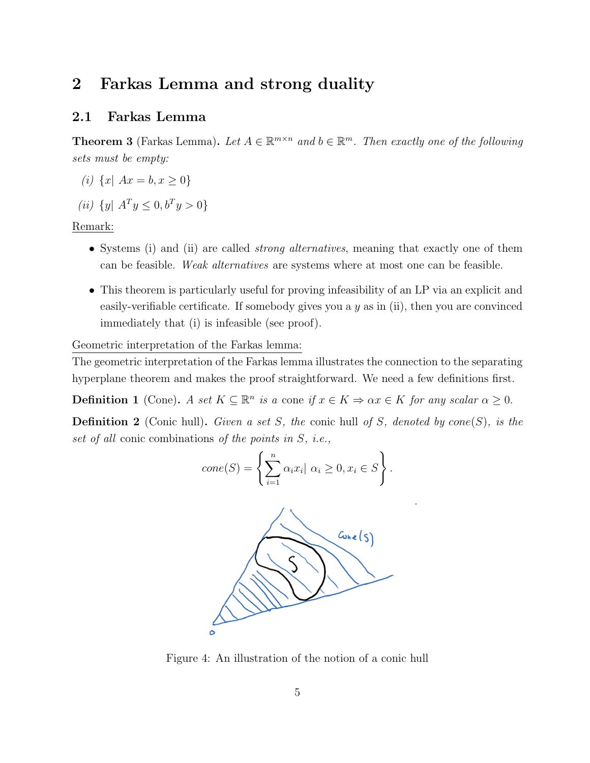## 2 Farkas Lemma and strong duality

### 2.1 Farkas Lemma

**Theorem 3** (Farkas Lemma)**.** *Let $A \in \mathbb{R}^{m \times n}$ and $b \in \mathbb{R}^m$. Then exactly one of the following sets must be empty:*

*(i)* $\{x | \ Ax = b, x \geq 0\}$

*(ii)* $\{y | \ A^T y \leq 0, b^T y > 0\}$

Remark:

- Systems (i) and (ii) are called *strong alternatives*, meaning that exactly one of them can be feasible. *Weak alternatives* are systems where at most one can be feasible.
- This theorem is particularly useful for proving infeasibility of an LP via an explicit and easily-verifiable certificate. If somebody gives you a $y$ as in (ii), then you are convinced immediately that (i) is infeasible (see proof).

Geometric interpretation of the Farkas lemma:

The geometric interpretation of the Farkas lemma illustrates the connection to the separating hyperplane theorem and makes the proof straightforward. We need a few definitions first.

**Definition 1** (Cone)**.** *A set $K \subseteq \mathbb{R}^n$ is a* cone *if $x \in K \Rightarrow \alpha x \in K$ for any scalar $\alpha \geq 0$.*

**Definition 2** (Conic hull)**.** *Given a set $S$, the* conic hull *of $S$, denoted by $cone(S)$, is the set of all* conic combinations *of the points in $S$, i.e.,*

$$cone(S) = \left\{ \sum_{i=1}^{n} \alpha_i x_i | \ \alpha_i \geq 0, x_i \in S \right\}.$$

Figure 4: An illustration of the notion of a conic hull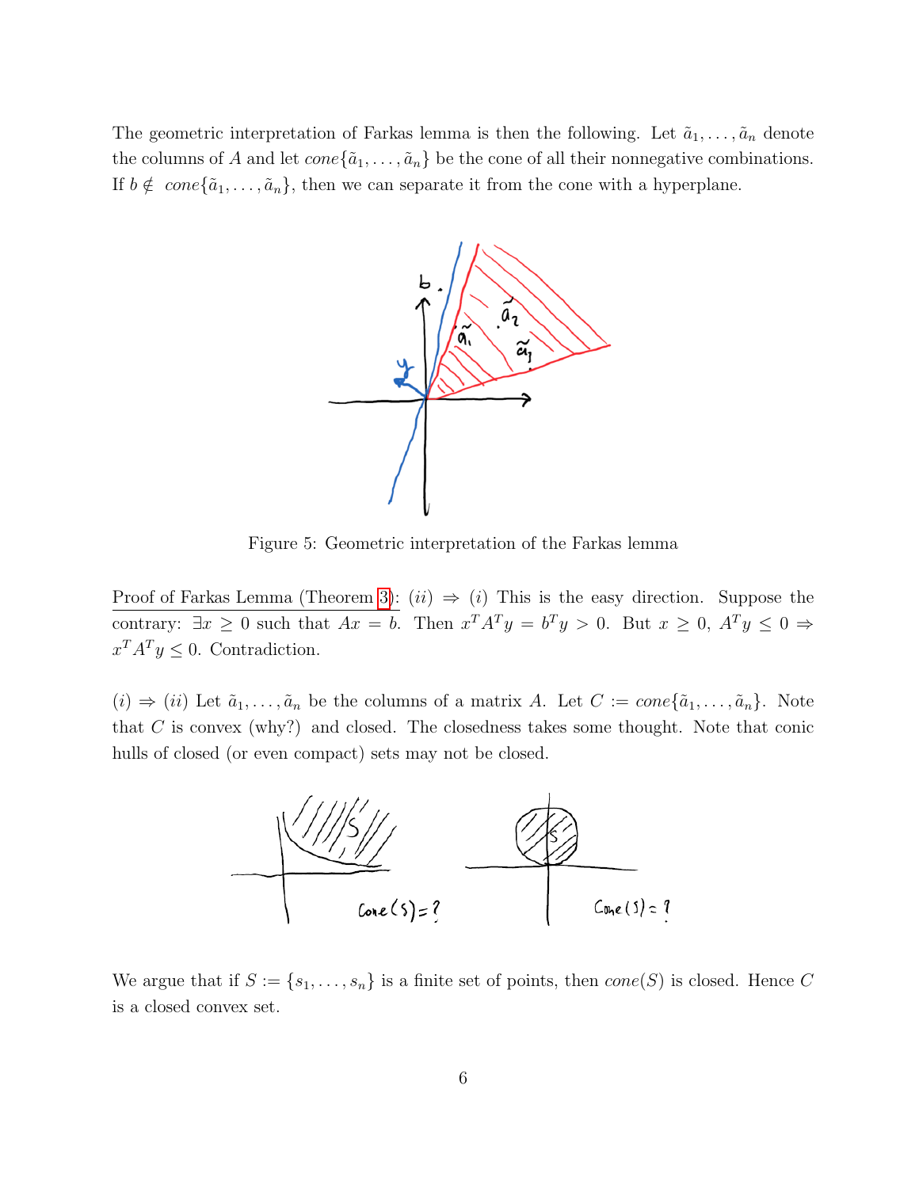The geometric interpretation of Farkas lemma is then the following. Let $\tilde{a}_1, \ldots, \tilde{a}_n$ denote the columns of $A$ and let $cone\{\tilde{a}_1, \ldots, \tilde{a}_n\}$ be the cone of all their nonnegative combinations. If $b \notin cone\{\tilde{a}_1, \ldots, \tilde{a}_n\}$, then we can separate it from the cone with a hyperplane.

Figure 5: Geometric interpretation of the Farkas lemma

Proof of Farkas Lemma (Theorem 3): $(ii) \Rightarrow (i)$ This is the easy direction. Suppose the contrary: $\exists x \geq 0$ such that $Ax = b$. Then $x^T A^T y = b^T y > 0$. But $x \geq 0$, $A^T y \leq 0 \Rightarrow x^T A^T y \leq 0$. Contradiction.

$(i) \Rightarrow (ii)$ Let $\tilde{a}_1, \ldots, \tilde{a}_n$ be the columns of a matrix $A$. Let $C := cone\{\tilde{a}_1, \ldots, \tilde{a}_n\}$. Note that $C$ is convex (why?) and closed. The closedness takes some thought. Note that conic hulls of closed (or even compact) sets may not be closed.

We argue that if $S := \{s_1, \ldots, s_n\}$ is a finite set of points, then $cone(S)$ is closed. Hence $C$ is a closed convex set.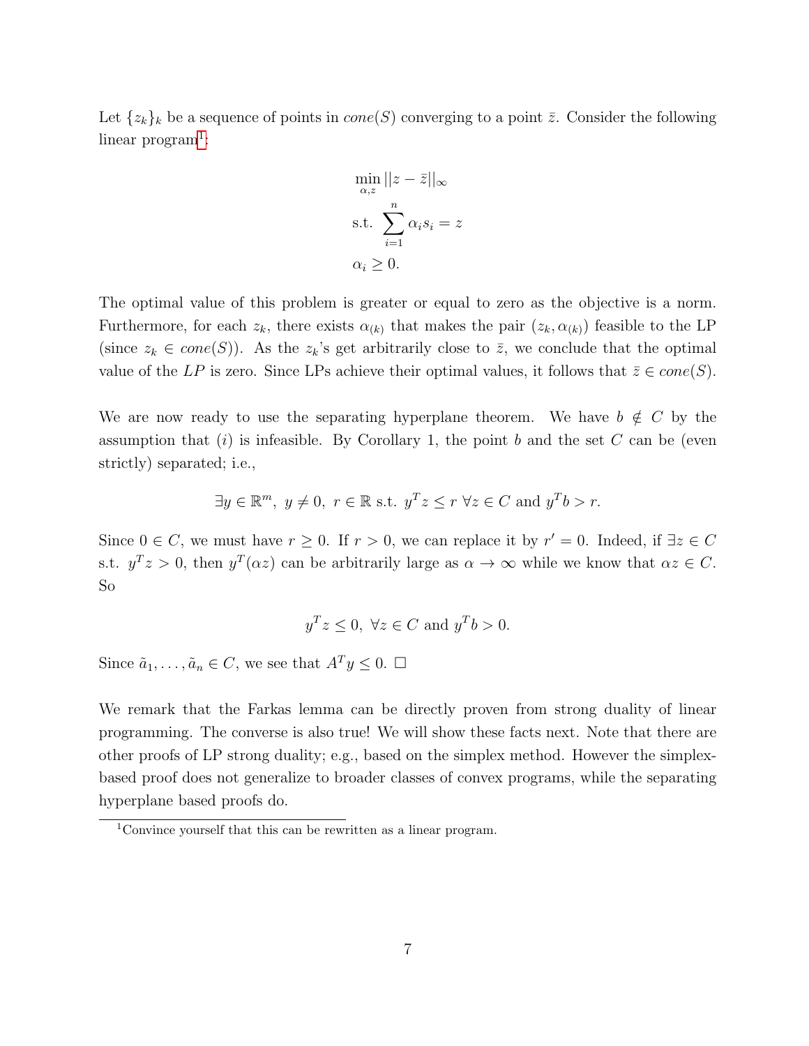Let $\{z_k\}_k$ be a sequence of points in $cone(S)$ converging to a point $\bar{z}$. Consider the following linear program[1]:

$$
\begin{aligned}
&\min_{\alpha, z} ||z - \bar{z}||_\infty \\
&\text{s.t. } \sum_{i=1}^{n} \alpha_i s_i = z \\
&\alpha_i \geq 0.
\end{aligned}
$$

The optimal value of this problem is greater or equal to zero as the objective is a norm. Furthermore, for each $z_k$, there exists $\alpha_{(k)}$ that makes the pair $(z_k, \alpha_{(k)})$ feasible to the LP (since $z_k \in cone(S)$). As the $z_k$'s get arbitrarily close to $\bar{z}$, we conclude that the optimal value of the *LP* is zero. Since LPs achieve their optimal values, it follows that $\bar{z} \in cone(S)$.

We are now ready to use the separating hyperplane theorem. We have $b \notin C$ by the assumption that $(i)$ is infeasible. By Corollary 1, the point $b$ and the set $C$ can be (even strictly) separated; i.e.,

$$\exists y \in \mathbb{R}^m,\ y \neq 0,\ r \in \mathbb{R} \text{ s.t. } y^T z \leq r\ \forall z \in C \text{ and } y^T b > r.$$

Since $0 \in C$, we must have $r \geq 0$. If $r > 0$, we can replace it by $r' = 0$. Indeed, if $\exists z \in C$ s.t. $y^T z > 0$, then $y^T(\alpha z)$ can be arbitrarily large as $\alpha \to \infty$ while we know that $\alpha z \in C$. So

$$y^T z \leq 0,\ \forall z \in C \text{ and } y^T b > 0.$$

Since $\tilde{a}_1, \ldots, \tilde{a}_n \in C$, we see that $A^T y \leq 0$. $\square$

We remark that the Farkas lemma can be directly proven from strong duality of linear programming. The converse is also true! We will show these facts next. Note that there are other proofs of LP strong duality; e.g., based on the simplex method. However the simplex-based proof does not generalize to broader classes of convex programs, while the separating hyperplane based proofs do.

[1] Convince yourself that this can be rewritten as a linear program.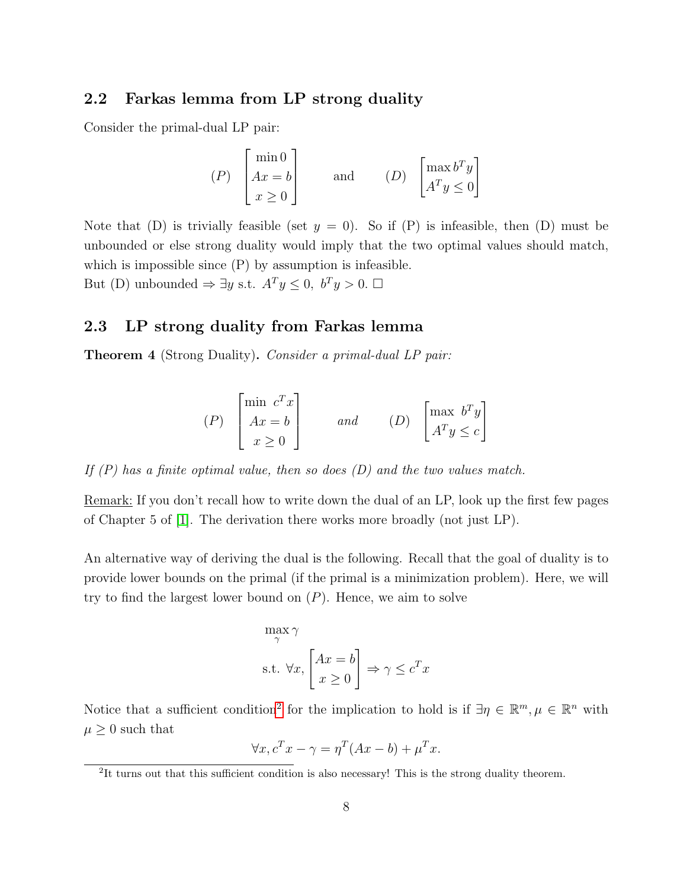## 2.2 Farkas lemma from LP strong duality

Consider the primal-dual LP pair:

$$(P) \quad \begin{bmatrix} \min 0 \\ Ax = b \\ x \geq 0 \end{bmatrix} \qquad \text{and} \qquad (D) \quad \begin{bmatrix} \max b^T y \\ A^T y \leq 0 \end{bmatrix}$$

Note that (D) is trivially feasible (set $y = 0$). So if (P) is infeasible, then (D) must be unbounded or else strong duality would imply that the two optimal values should match, which is impossible since (P) by assumption is infeasible.
But (D) unbounded $\Rightarrow \exists y$ s.t. $A^T y \leq 0,\ b^T y > 0$. □

## 2.3 LP strong duality from Farkas lemma

**Theorem 4** (Strong Duality)**.** *Consider a primal-dual LP pair:*

$$(P) \quad \begin{bmatrix} \min\ c^T x \\ Ax = b \\ x \geq 0 \end{bmatrix} \qquad \textit{and} \qquad (D) \quad \begin{bmatrix} \max\ b^T y \\ A^T y \leq c \end{bmatrix}$$

*If (P) has a finite optimal value, then so does (D) and the two values match.*

Remark: If you don't recall how to write down the dual of an LP, look up the first few pages of Chapter 5 of [1]. The derivation there works more broadly (not just LP).

An alternative way of deriving the dual is the following. Recall that the goal of duality is to provide lower bounds on the primal (if the primal is a minimization problem). Here, we will try to find the largest lower bound on $(P)$. Hence, we aim to solve

$$\max_{\gamma} \gamma$$
$$\text{s.t. } \forall x, \begin{bmatrix} Ax = b \\ x \geq 0 \end{bmatrix} \Rightarrow \gamma \leq c^T x$$

Notice that a sufficient condition[2] for the implication to hold is if $\exists \eta \in \mathbb{R}^m, \mu \in \mathbb{R}^n$ with $\mu \geq 0$ such that

$$\forall x, c^T x - \gamma = \eta^T (Ax - b) + \mu^T x.$$

[2] It turns out that this sufficient condition is also necessary! This is the strong duality theorem.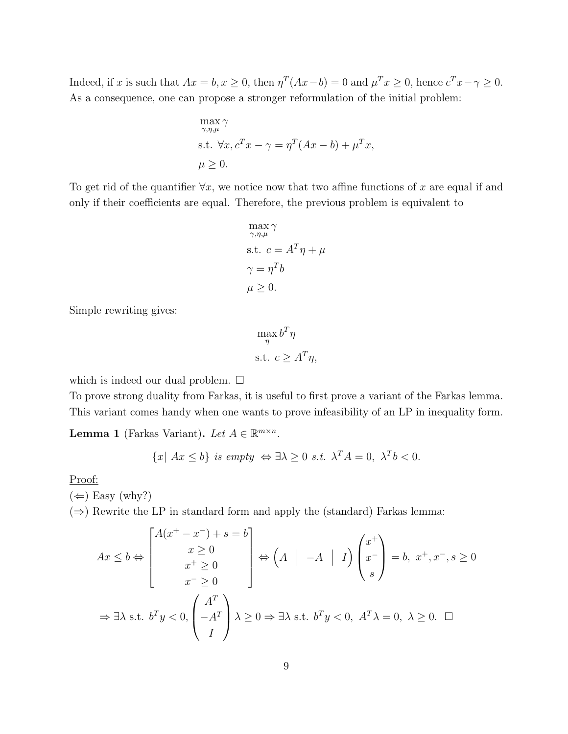Indeed, if $x$ is such that $Ax = b, x \geq 0$, then $\eta^T(Ax - b) = 0$ and $\mu^T x \geq 0$, hence $c^T x - \gamma \geq 0$. As a consequence, one can propose a stronger reformulation of the initial problem:

$$
\begin{aligned}
&\max_{\gamma,\eta,\mu} \gamma \\
&\text{s.t. } \forall x, c^T x - \gamma = \eta^T(Ax - b) + \mu^T x, \\
&\mu \geq 0.
\end{aligned}
$$

To get rid of the quantifier $\forall x$, we notice now that two affine functions of $x$ are equal if and only if their coefficients are equal. Therefore, the previous problem is equivalent to

$$
\begin{aligned}
&\max_{\gamma,\eta,\mu} \gamma \\
&\text{s.t. } c = A^T \eta + \mu \\
&\gamma = \eta^T b \\
&\mu \geq 0.
\end{aligned}
$$

Simple rewriting gives:

$$
\begin{aligned}
&\max_{\eta} b^T \eta \\
&\text{s.t. } c \geq A^T \eta,
\end{aligned}
$$

which is indeed our dual problem. $\square$

To prove strong duality from Farkas, it is useful to first prove a variant of the Farkas lemma. This variant comes handy when one wants to prove infeasibility of an LP in inequality form.

**Lemma 1** (Farkas Variant)**.** *Let* $A \in \mathbb{R}^{m \times n}$.

$$\{x \mid Ax \leq b\} \text{ is empty } \Leftrightarrow \exists \lambda \geq 0 \text{ s.t. } \lambda^T A = 0,\ \lambda^T b < 0.$$

Proof:

($\Leftarrow$) Easy (why?)

($\Rightarrow$) Rewrite the LP in standard form and apply the (standard) Farkas lemma:

$$Ax \leq b \Leftrightarrow \begin{bmatrix} A(x^+ - x^-) + s = b \\ x \geq 0 \\ x^+ \geq 0 \\ x^- \geq 0 \end{bmatrix} \Leftrightarrow \begin{pmatrix} A & \big| & -A & \big| & I \end{pmatrix} \begin{pmatrix} x^+ \\ x^- \\ s \end{pmatrix} = b,\ x^+, x^-, s \geq 0$$

$$\Rightarrow \exists \lambda \text{ s.t. } b^T y < 0, \begin{pmatrix} A^T \\ -A^T \\ I \end{pmatrix} \lambda \geq 0 \Rightarrow \exists \lambda \text{ s.t. } b^T y < 0,\ A^T \lambda = 0,\ \lambda \geq 0. \ \square$$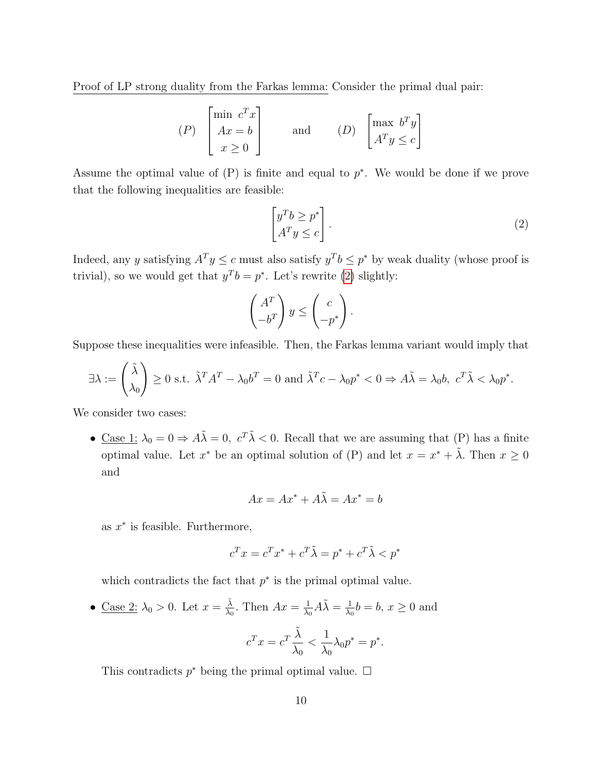<u>Proof of LP strong duality from the Farkas lemma:</u> Consider the primal dual pair:

$$(P) \quad \begin{bmatrix} \min \ c^T x \\ Ax = b \\ x \geq 0 \end{bmatrix} \qquad \text{and} \qquad (D) \quad \begin{bmatrix} \max \ b^T y \\ A^T y \leq c \end{bmatrix}$$

Assume the optimal value of (P) is finite and equal to $p^*$. We would be done if we prove that the following inequalities are feasible:

$$\begin{bmatrix} y^T b \geq p^* \\ A^T y \leq c \end{bmatrix}. \tag{2}$$

Indeed, any $y$ satisfying $A^T y \leq c$ must also satisfy $y^T b \leq p^*$ by weak duality (whose proof is trivial), so we would get that $y^T b = p^*$. Let's rewrite (2) slightly:

$$\begin{pmatrix} A^T \\ -b^T \end{pmatrix} y \leq \begin{pmatrix} c \\ -p^* \end{pmatrix}.$$

Suppose these inequalities were infeasible. Then, the Farkas lemma variant would imply that

$$\exists \lambda := \begin{pmatrix} \tilde{\lambda} \\ \lambda_0 \end{pmatrix} \geq 0 \text{ s.t. } \tilde{\lambda}^T A^T - \lambda_0 b^T = 0 \text{ and } \tilde{\lambda}^T c - \lambda_0 p^* < 0 \Rightarrow A\tilde{\lambda} = \lambda_0 b, \ c^T \tilde{\lambda} < \lambda_0 p^*.$$

We consider two cases:

- <u>Case 1:</u> $\lambda_0 = 0 \Rightarrow A\tilde{\lambda} = 0, \ c^T \tilde{\lambda} < 0$. Recall that we are assuming that (P) has a finite optimal value. Let $x^*$ be an optimal solution of (P) and let $x = x^* + \tilde{\lambda}$. Then $x \geq 0$ and

$$Ax = Ax^* + A\tilde{\lambda} = Ax^* = b$$

  as $x^*$ is feasible. Furthermore,

$$c^T x = c^T x^* + c^T \tilde{\lambda} = p^* + c^T \tilde{\lambda} < p^*$$

  which contradicts the fact that $p^*$ is the primal optimal value.

- <u>Case 2:</u> $\lambda_0 > 0$. Let $x = \frac{\tilde{\lambda}}{\lambda_0}$. Then $Ax = \frac{1}{\lambda_0} A\tilde{\lambda} = \frac{1}{\lambda_0} b = b$, $x \geq 0$ and

$$c^T x = c^T \frac{\tilde{\lambda}}{\lambda_0} < \frac{1}{\lambda_0} \lambda_0 p^* = p^*.$$

  This contradicts $p^*$ being the primal optimal value. □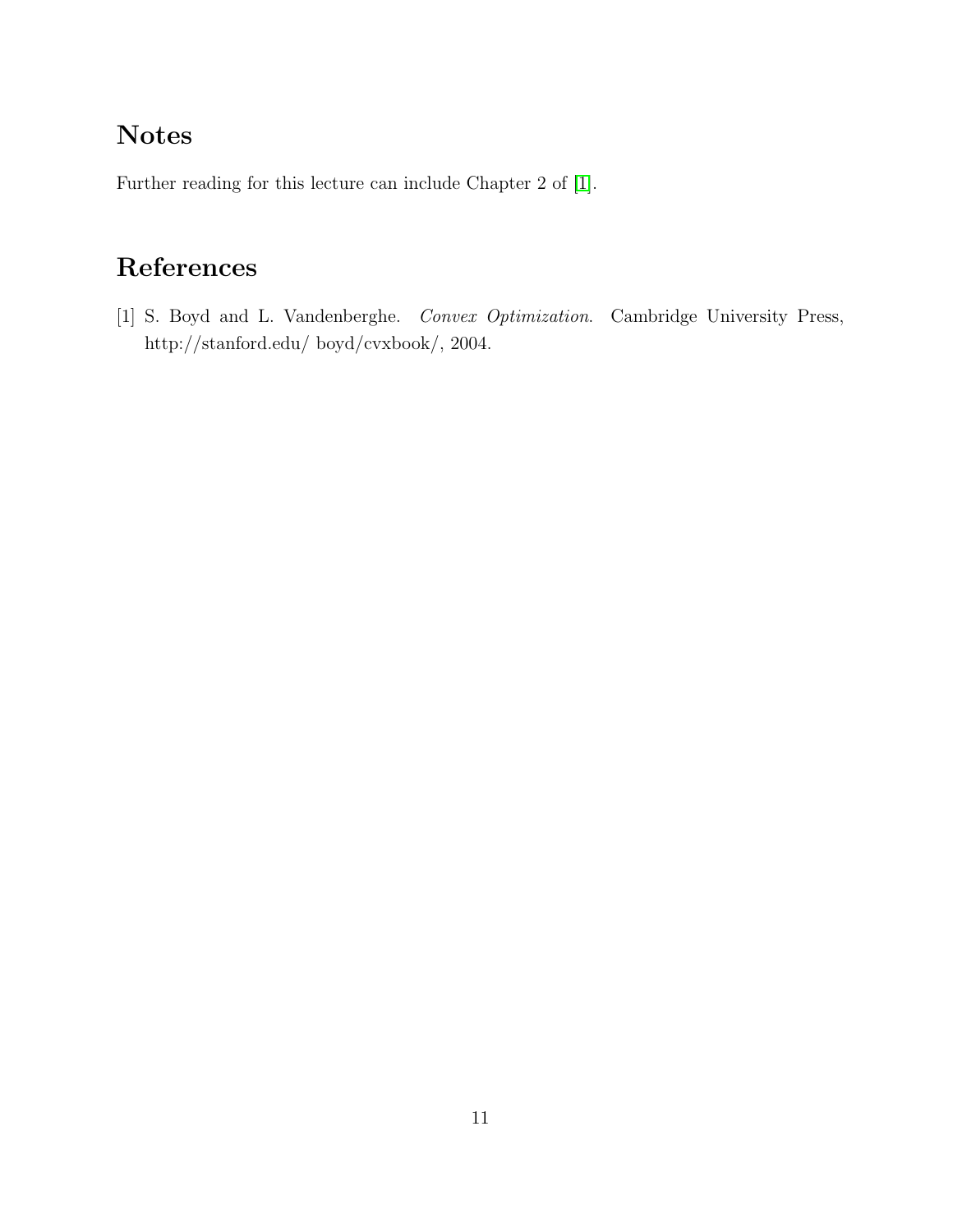## Notes

Further reading for this lecture can include Chapter 2 of [1].

## References

[1] S. Boyd and L. Vandenberghe. *Convex Optimization*. Cambridge University Press, http://stanford.edu/ boyd/cvxbook/, 2004.